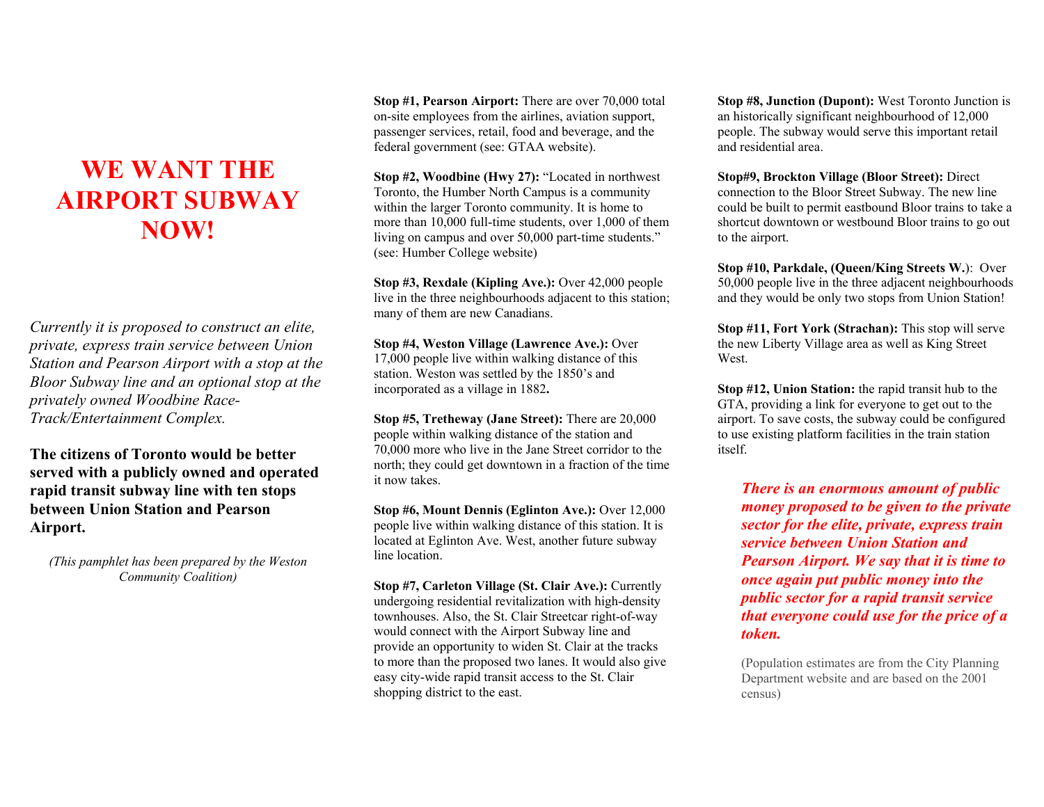# WE WANT THE AIRPORT SUBWAY NOW!

*Currently it is proposed to construct an elite, private, express train service between Union Station and Pearson Airport with a stop at the Bloor Subway line and an optional stop at the privately owned Woodbine Race-Track/Entertainment Complex.*

**The citizens of Toronto would be better served with a publicly owned and operated rapid transit subway line with ten stops between Union Station and Pearson Airport.**

*(This pamphlet has been prepared by the Weston Community Coalition)*

**Stop #1, Pearson Airport:** There are over 70,000 total on-site employees from the airlines, aviation support, passenger services, retail, food and beverage, and the federal government (see: GTAA website).

**Stop #2, Woodbine (Hwy 27):** "Located in northwest Toronto, the Humber North Campus is a community within the larger Toronto community. It is home to more than 10,000 full-time students, over 1,000 of them living on campus and over 50,000 part-time students." (see: Humber College website)

**Stop #3, Rexdale (Kipling Ave.):** Over 42,000 people live in the three neighbourhoods adjacent to this station; many of them are new Canadians.

**Stop #4, Weston Village (Lawrence Ave.):** Over 17,000 people live within walking distance of this station. Weston was settled by the 1850's and incorporated as a village in 1882**.**

**Stop #5, Tretheway (Jane Street):** There are 20,000 people within walking distance of the station and 70,000 more who live in the Jane Street corridor to the north; they could get downtown in a fraction of the time it now takes.

**Stop #6, Mount Dennis (Eglinton Ave.):** Over 12,000 people live within walking distance of this station. It is located at Eglinton Ave. West, another future subway line location.

**Stop #7, Carleton Village (St. Clair Ave.):** Currently undergoing residential revitalization with high-density townhouses. Also, the St. Clair Streetcar right-of-way would connect with the Airport Subway line and provide an opportunity to widen St. Clair at the tracks to more than the proposed two lanes. It would also give easy city-wide rapid transit access to the St. Clair shopping district to the east.

**Stop #8, Junction (Dupont):** West Toronto Junction is an historically significant neighbourhood of 12,000 people. The subway would serve this important retail and residential area.

**Stop#9, Brockton Village (Bloor Street):** Direct connection to the Bloor Street Subway. The new line could be built to permit eastbound Bloor trains to take a shortcut downtown or westbound Bloor trains to go out to the airport.

**Stop #10, Parkdale, (Queen/King Streets W.**): Over 50,000 people live in the three adjacent neighbourhoods and they would be only two stops from Union Station!

**Stop #11, Fort York (Strachan):** This stop will serve the new Liberty Village area as well as King Street West.

**Stop #12, Union Station:** the rapid transit hub to the GTA, providing a link for everyone to get out to the airport. To save costs, the subway could be configured to use existing platform facilities in the train station itself.

***There is an enormous amount of public money proposed to be given to the private sector for the elite, private, express train service between Union Station and Pearson Airport. We say that it is time to once again put public money into the public sector for a rapid transit service that everyone could use for the price of a token.***

(Population estimates are from the City Planning Department website and are based on the 2001 census)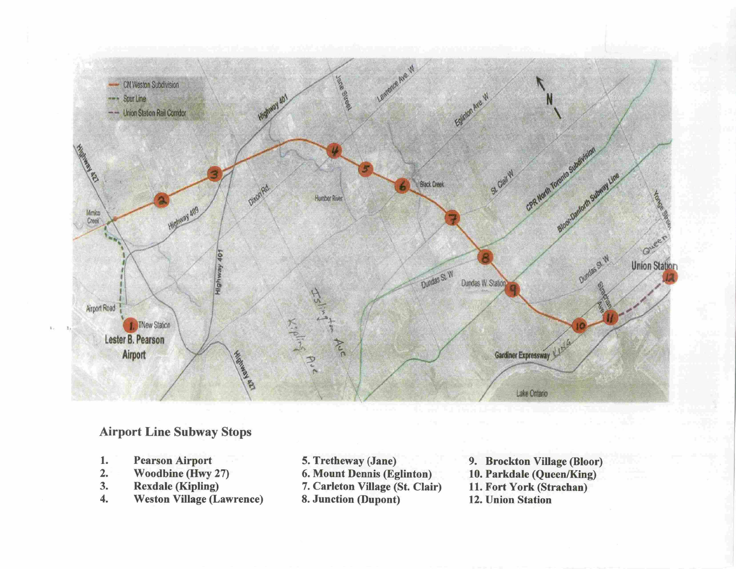CN Weston Subdivision

Spur Line

Union Station Rail Corridor

Highway 427

Mimico Creek

Highway 409

Highway 401

Dixon Rd.

Jane Street

Lawrence Ave. W

Humber River

Black Creek

Eglinton Ave. W

St. Clair W

CPR North Toronto Subdivision

Bloor-Danforth Subway Line

Yonge Street

Queen

Union Station

Dundas St. W

Dundas W. Station

Dundas St. W

Strachan Ave

Gardiner Expressway

King

Lake Ontario

Islington Ave

Kipling Ave

Airport Road

New Station

Lester B. Pearson Airport

Highway 401

Highway 427

N

## Airport Line Subway Stops

1. **Pearson Airport**
2. **Woodbine (Hwy 27)**
3. **Rexdale (Kipling)**
4. **Weston Village (Lawrence)**
5. **Tretheway (Jane)**
6. **Mount Dennis (Eglinton)**
7. **Carleton Village (St. Clair)**
8. **Junction (Dupont)**
9. **Brockton Village (Bloor)**
10. **Parkdale (Queen/King)**
11. **Fort York (Strachan)**
12. **Union Station**